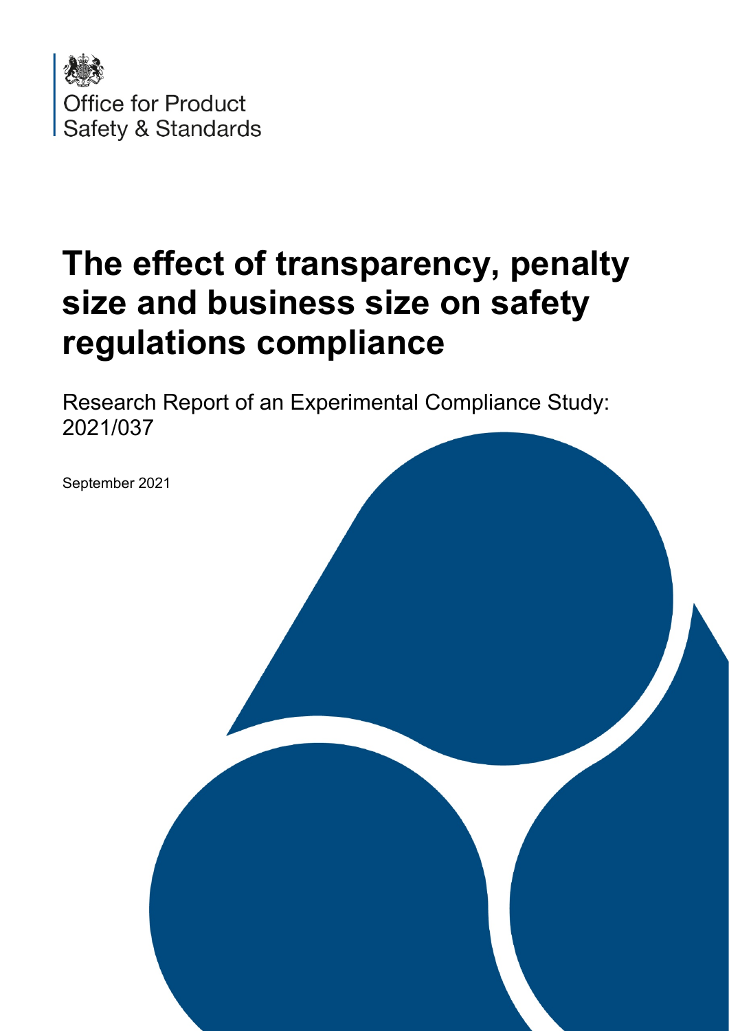Office for Product Safety & Standards

# The effect of transparency, penalty size and business size on safety regulations compliance

Research Report of an Experimental Compliance Study: 2021/037

September 2021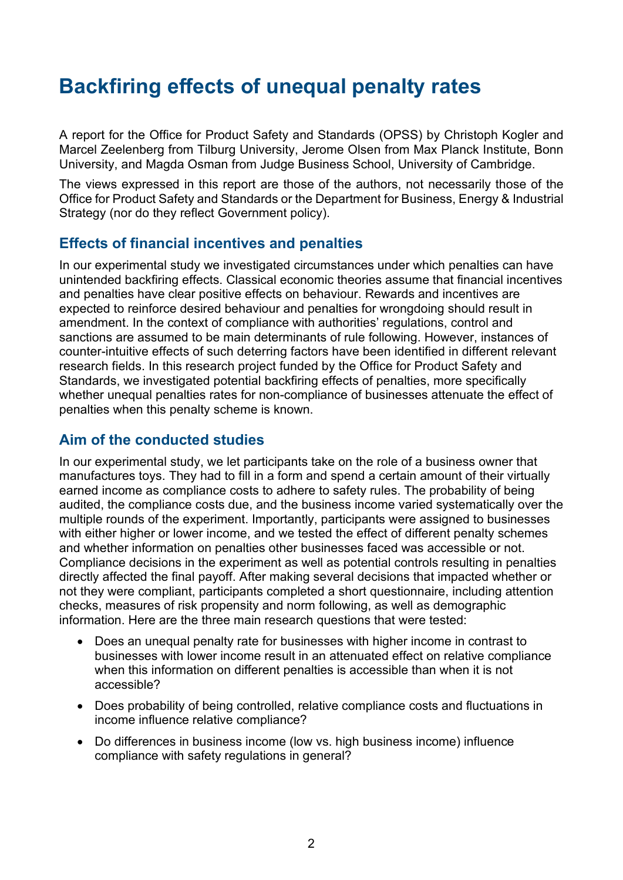# Backfiring effects of unequal penalty rates

A report for the Office for Product Safety and Standards (OPSS) by Christoph Kogler and Marcel Zeelenberg from Tilburg University, Jerome Olsen from Max Planck Institute, Bonn University, and Magda Osman from Judge Business School, University of Cambridge.

The views expressed in this report are those of the authors, not necessarily those of the Office for Product Safety and Standards or the Department for Business, Energy & Industrial Strategy (nor do they reflect Government policy).

## Effects of financial incentives and penalties

In our experimental study we investigated circumstances under which penalties can have unintended backfiring effects. Classical economic theories assume that financial incentives and penalties have clear positive effects on behaviour. Rewards and incentives are expected to reinforce desired behaviour and penalties for wrongdoing should result in amendment. In the context of compliance with authorities' regulations, control and sanctions are assumed to be main determinants of rule following. However, instances of counter-intuitive effects of such deterring factors have been identified in different relevant research fields. In this research project funded by the Office for Product Safety and Standards, we investigated potential backfiring effects of penalties, more specifically whether unequal penalties rates for non-compliance of businesses attenuate the effect of penalties when this penalty scheme is known.

## Aim of the conducted studies

In our experimental study, we let participants take on the role of a business owner that manufactures toys. They had to fill in a form and spend a certain amount of their virtually earned income as compliance costs to adhere to safety rules. The probability of being audited, the compliance costs due, and the business income varied systematically over the multiple rounds of the experiment. Importantly, participants were assigned to businesses with either higher or lower income, and we tested the effect of different penalty schemes and whether information on penalties other businesses faced was accessible or not. Compliance decisions in the experiment as well as potential controls resulting in penalties directly affected the final payoff. After making several decisions that impacted whether or not they were compliant, participants completed a short questionnaire, including attention checks, measures of risk propensity and norm following, as well as demographic information. Here are the three main research questions that were tested:

- Does an unequal penalty rate for businesses with higher income in contrast to businesses with lower income result in an attenuated effect on relative compliance when this information on different penalties is accessible than when it is not accessible?
- Does probability of being controlled, relative compliance costs and fluctuations in income influence relative compliance?
- Do differences in business income (low vs. high business income) influence compliance with safety regulations in general?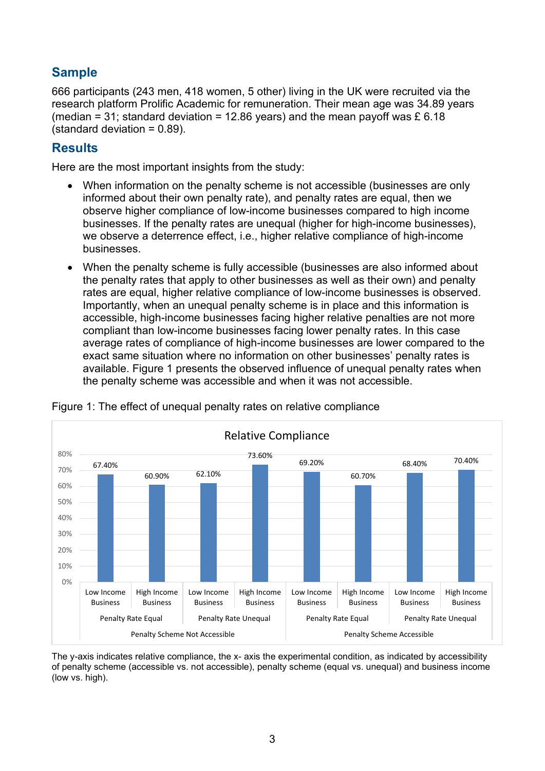## Sample

666 participants (243 men, 418 women, 5 other) living in the UK were recruited via the research platform Prolific Academic for remuneration. Their mean age was 34.89 years (median = 31; standard deviation = 12.86 years) and the mean payoff was £ 6.18 (standard deviation = 0.89).

## Results

Here are the most important insights from the study:

- When information on the penalty scheme is not accessible (businesses are only informed about their own penalty rate), and penalty rates are equal, then we observe higher compliance of low-income businesses compared to high income businesses. If the penalty rates are unequal (higher for high-income businesses), we observe a deterrence effect, i.e., higher relative compliance of high-income businesses.
- When the penalty scheme is fully accessible (businesses are also informed about the penalty rates that apply to other businesses as well as their own) and penalty rates are equal, higher relative compliance of low-income businesses is observed. Importantly, when an unequal penalty scheme is in place and this information is accessible, high-income businesses facing higher relative penalties are not more compliant than low-income businesses facing lower penalty rates. In this case average rates of compliance of high-income businesses are lower compared to the exact same situation where no information on other businesses' penalty rates is available. Figure 1 presents the observed influence of unequal penalty rates when the penalty scheme was accessible and when it was not accessible.

Figure 1: The effect of unequal penalty rates on relative compliance

| Penalty Scheme | Penalty Rate | Business | Relative Compliance |
|---|---|---|---|
| Penalty Scheme Not Accessible | Penalty Rate Equal | Low Income Business | 67.40% |
| Penalty Scheme Not Accessible | Penalty Rate Equal | High Income Business | 60.90% |
| Penalty Scheme Not Accessible | Penalty Rate Unequal | Low Income Business | 62.10% |
| Penalty Scheme Not Accessible | Penalty Rate Unequal | High Income Business | 73.60% |
| Penalty Scheme Accessible | Penalty Rate Equal | Low Income Business | 69.20% |
| Penalty Scheme Accessible | Penalty Rate Equal | High Income Business | 60.70% |
| Penalty Scheme Accessible | Penalty Rate Unequal | Low Income Business | 68.40% |
| Penalty Scheme Accessible | Penalty Rate Unequal | High Income Business | 70.40% |

The y-axis indicates relative compliance, the x- axis the experimental condition, as indicated by accessibility of penalty scheme (accessible vs. not accessible), penalty scheme (equal vs. unequal) and business income (low vs. high).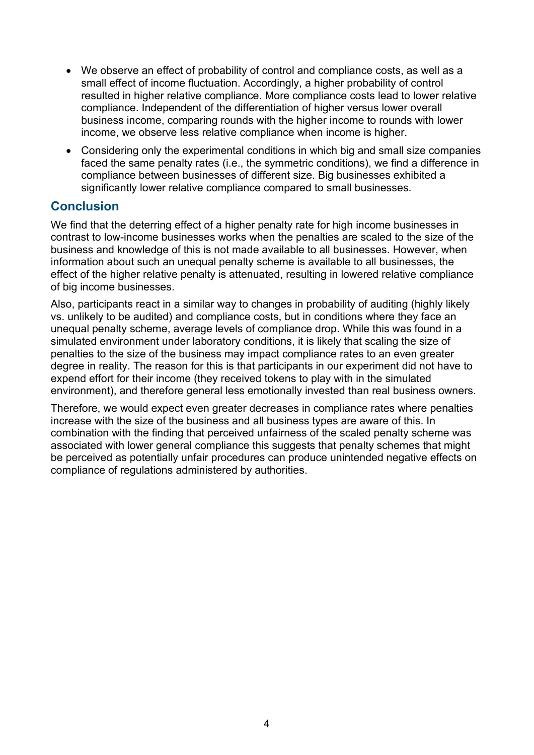- We observe an effect of probability of control and compliance costs, as well as a small effect of income fluctuation. Accordingly, a higher probability of control resulted in higher relative compliance. More compliance costs lead to lower relative compliance. Independent of the differentiation of higher versus lower overall business income, comparing rounds with the higher income to rounds with lower income, we observe less relative compliance when income is higher.
- Considering only the experimental conditions in which big and small size companies faced the same penalty rates (i.e., the symmetric conditions), we find a difference in compliance between businesses of different size. Big businesses exhibited a significantly lower relative compliance compared to small businesses.

## Conclusion

We find that the deterring effect of a higher penalty rate for high income businesses in contrast to low-income businesses works when the penalties are scaled to the size of the business and knowledge of this is not made available to all businesses. However, when information about such an unequal penalty scheme is available to all businesses, the effect of the higher relative penalty is attenuated, resulting in lowered relative compliance of big income businesses.

Also, participants react in a similar way to changes in probability of auditing (highly likely vs. unlikely to be audited) and compliance costs, but in conditions where they face an unequal penalty scheme, average levels of compliance drop. While this was found in a simulated environment under laboratory conditions, it is likely that scaling the size of penalties to the size of the business may impact compliance rates to an even greater degree in reality. The reason for this is that participants in our experiment did not have to expend effort for their income (they received tokens to play with in the simulated environment), and therefore general less emotionally invested than real business owners.

Therefore, we would expect even greater decreases in compliance rates where penalties increase with the size of the business and all business types are aware of this. In combination with the finding that perceived unfairness of the scaled penalty scheme was associated with lower general compliance this suggests that penalty schemes that might be perceived as potentially unfair procedures can produce unintended negative effects on compliance of regulations administered by authorities.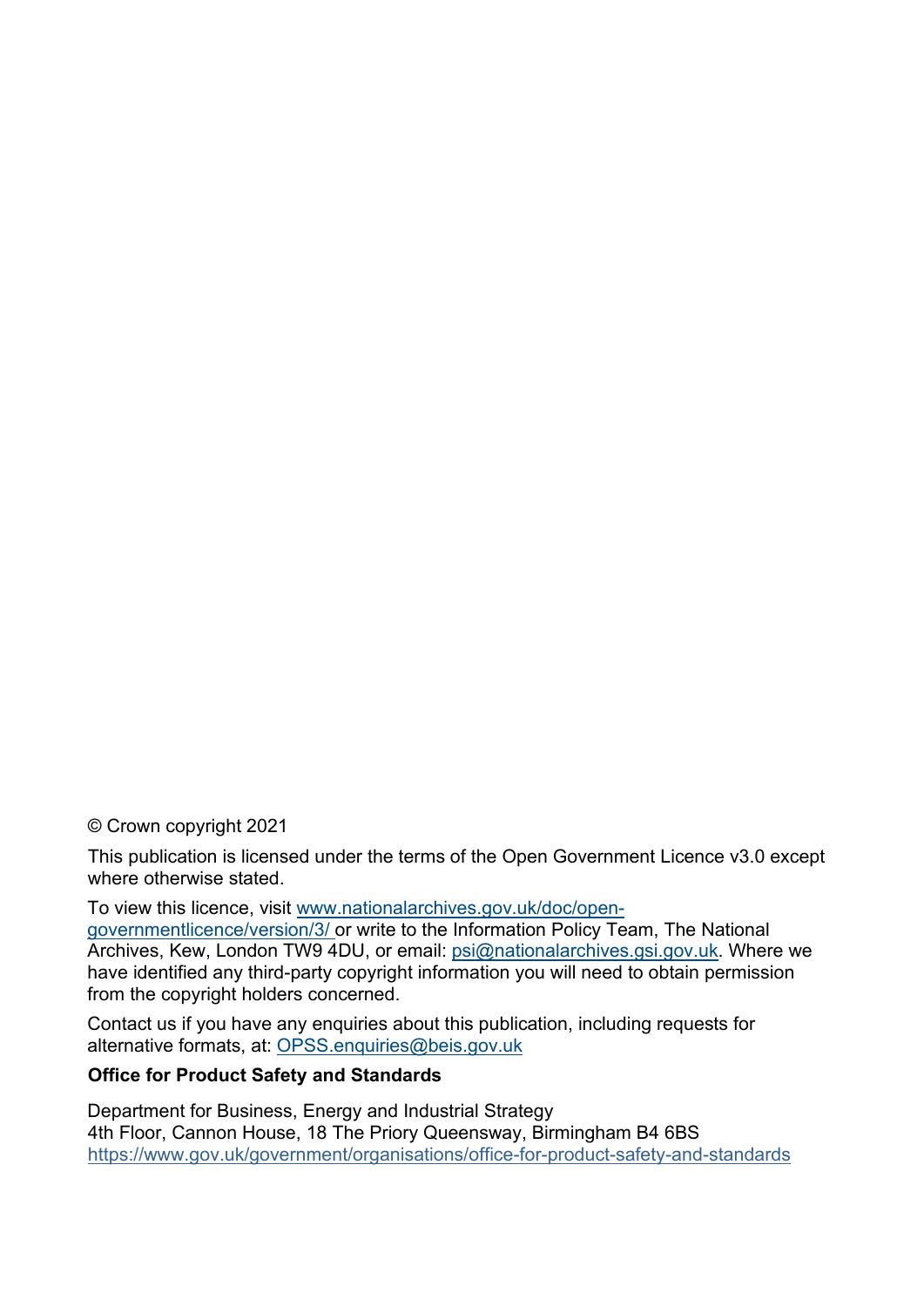© Crown copyright 2021

This publication is licensed under the terms of the Open Government Licence v3.0 except where otherwise stated.

To view this licence, visit www.nationalarchives.gov.uk/doc/open-governmentlicence/version/3/ or write to the Information Policy Team, The National Archives, Kew, London TW9 4DU, or email: psi@nationalarchives.gsi.gov.uk. Where we have identified any third-party copyright information you will need to obtain permission from the copyright holders concerned.

Contact us if you have any enquiries about this publication, including requests for alternative formats, at: OPSS.enquiries@beis.gov.uk

**Office for Product Safety and Standards**

Department for Business, Energy and Industrial Strategy
4th Floor, Cannon House, 18 The Priory Queensway, Birmingham B4 6BS
https://www.gov.uk/government/organisations/office-for-product-safety-and-standards